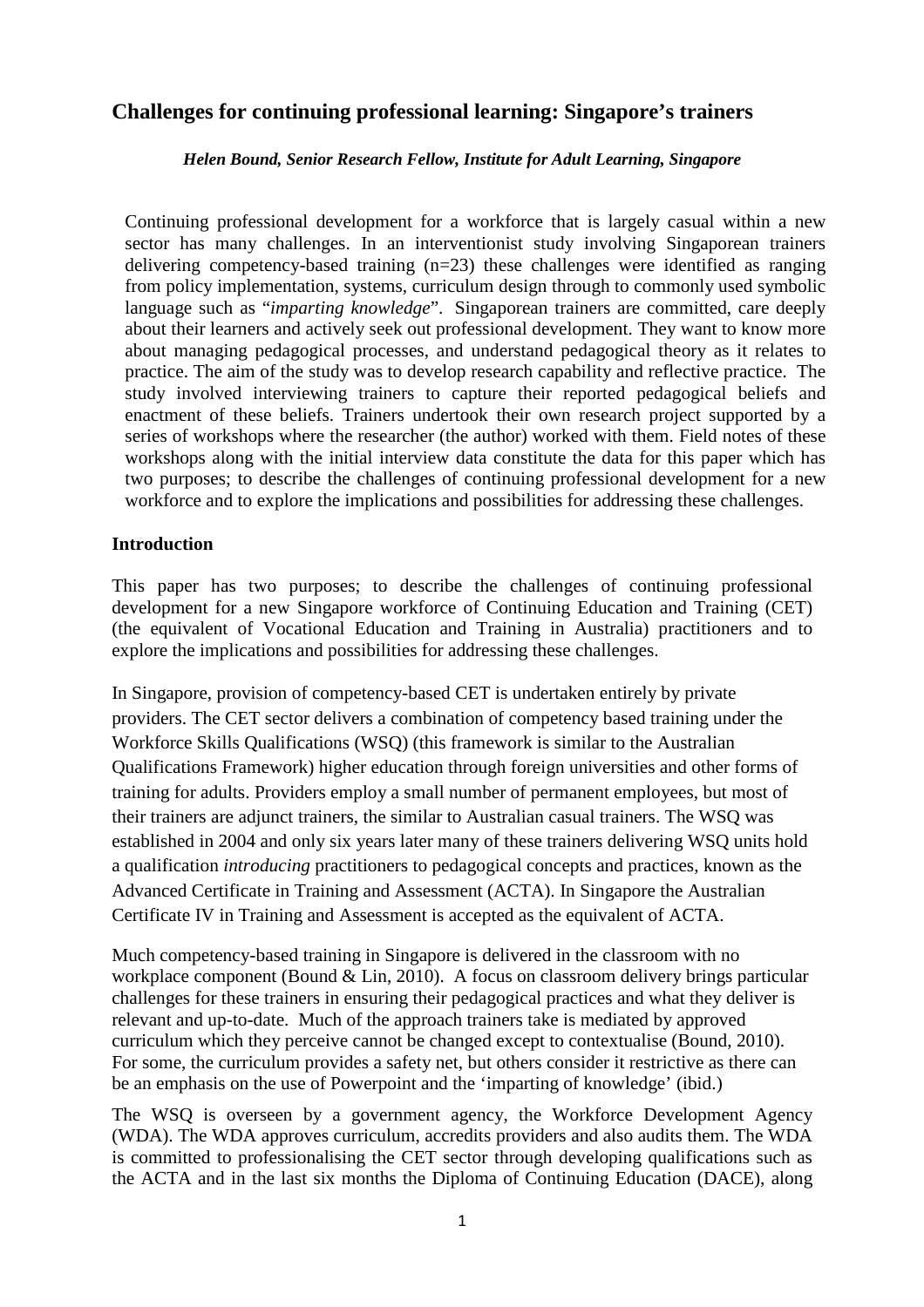## Challenges for continuing professional learning: Singapore's trainers

***Helen Bound, Senior Research Fellow, Institute for Adult Learning, Singapore***

Continuing professional development for a workforce that is largely casual within a new sector has many challenges. In an interventionist study involving Singaporean trainers delivering competency-based training (n=23) these challenges were identified as ranging from policy implementation, systems, curriculum design through to commonly used symbolic language such as "*imparting knowledge*". Singaporean trainers are committed, care deeply about their learners and actively seek out professional development. They want to know more about managing pedagogical processes, and understand pedagogical theory as it relates to practice. The aim of the study was to develop research capability and reflective practice. The study involved interviewing trainers to capture their reported pedagogical beliefs and enactment of these beliefs. Trainers undertook their own research project supported by a series of workshops where the researcher (the author) worked with them. Field notes of these workshops along with the initial interview data constitute the data for this paper which has two purposes; to describe the challenges of continuing professional development for a new workforce and to explore the implications and possibilities for addressing these challenges.

### Introduction

This paper has two purposes; to describe the challenges of continuing professional development for a new Singapore workforce of Continuing Education and Training (CET) (the equivalent of Vocational Education and Training in Australia) practitioners and to explore the implications and possibilities for addressing these challenges.

In Singapore, provision of competency-based CET is undertaken entirely by private providers. The CET sector delivers a combination of competency based training under the Workforce Skills Qualifications (WSQ) (this framework is similar to the Australian Qualifications Framework) higher education through foreign universities and other forms of training for adults. Providers employ a small number of permanent employees, but most of their trainers are adjunct trainers, the similar to Australian casual trainers. The WSQ was established in 2004 and only six years later many of these trainers delivering WSQ units hold a qualification *introducing* practitioners to pedagogical concepts and practices, known as the Advanced Certificate in Training and Assessment (ACTA). In Singapore the Australian Certificate IV in Training and Assessment is accepted as the equivalent of ACTA.

Much competency-based training in Singapore is delivered in the classroom with no workplace component (Bound & Lin, 2010). A focus on classroom delivery brings particular challenges for these trainers in ensuring their pedagogical practices and what they deliver is relevant and up-to-date. Much of the approach trainers take is mediated by approved curriculum which they perceive cannot be changed except to contextualise (Bound, 2010). For some, the curriculum provides a safety net, but others consider it restrictive as there can be an emphasis on the use of Powerpoint and the 'imparting of knowledge' (ibid.)

The WSQ is overseen by a government agency, the Workforce Development Agency (WDA). The WDA approves curriculum, accredits providers and also audits them. The WDA is committed to professionalising the CET sector through developing qualifications such as the ACTA and in the last six months the Diploma of Continuing Education (DACE), along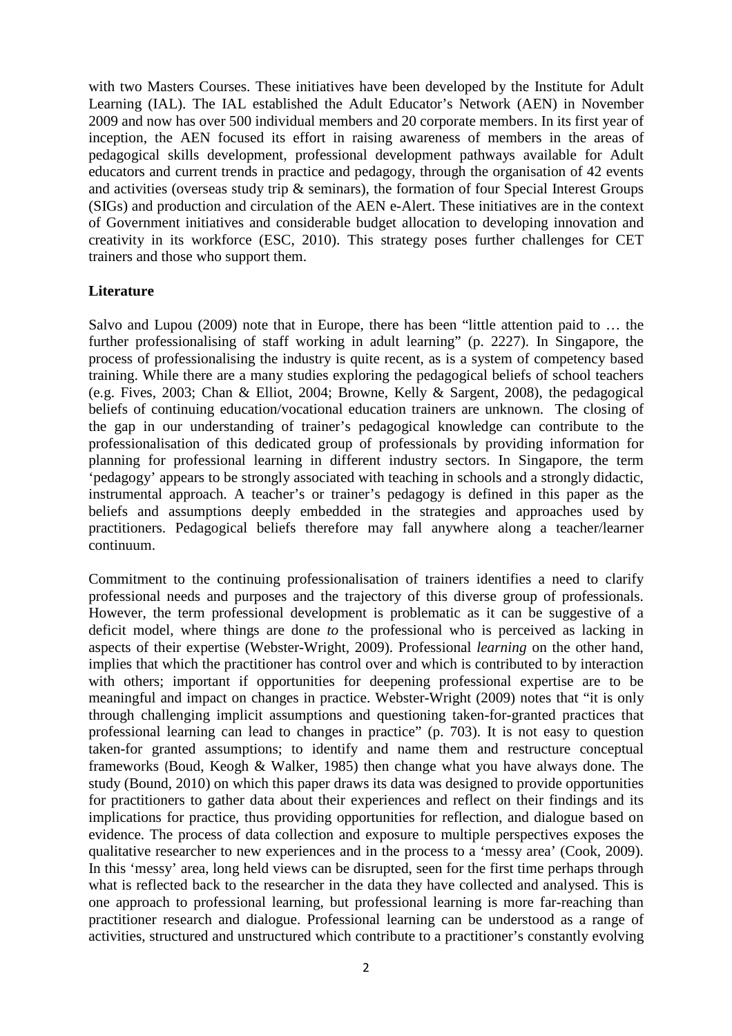with two Masters Courses. These initiatives have been developed by the Institute for Adult Learning (IAL). The IAL established the Adult Educator's Network (AEN) in November 2009 and now has over 500 individual members and 20 corporate members. In its first year of inception, the AEN focused its effort in raising awareness of members in the areas of pedagogical skills development, professional development pathways available for Adult educators and current trends in practice and pedagogy, through the organisation of 42 events and activities (overseas study trip & seminars), the formation of four Special Interest Groups (SIGs) and production and circulation of the AEN e-Alert. These initiatives are in the context of Government initiatives and considerable budget allocation to developing innovation and creativity in its workforce (ESC, 2010). This strategy poses further challenges for CET trainers and those who support them.

**Literature**

Salvo and Lupou (2009) note that in Europe, there has been "little attention paid to … the further professionalising of staff working in adult learning" (p. 2227). In Singapore, the process of professionalising the industry is quite recent, as is a system of competency based training. While there are a many studies exploring the pedagogical beliefs of school teachers (e.g. Fives, 2003; Chan & Elliot, 2004; Browne, Kelly & Sargent, 2008), the pedagogical beliefs of continuing education/vocational education trainers are unknown. The closing of the gap in our understanding of trainer's pedagogical knowledge can contribute to the professionalisation of this dedicated group of professionals by providing information for planning for professional learning in different industry sectors. In Singapore, the term 'pedagogy' appears to be strongly associated with teaching in schools and a strongly didactic, instrumental approach. A teacher's or trainer's pedagogy is defined in this paper as the beliefs and assumptions deeply embedded in the strategies and approaches used by practitioners. Pedagogical beliefs therefore may fall anywhere along a teacher/learner continuum.

Commitment to the continuing professionalisation of trainers identifies a need to clarify professional needs and purposes and the trajectory of this diverse group of professionals. However, the term professional development is problematic as it can be suggestive of a deficit model, where things are done *to* the professional who is perceived as lacking in aspects of their expertise (Webster-Wright, 2009). Professional *learning* on the other hand, implies that which the practitioner has control over and which is contributed to by interaction with others; important if opportunities for deepening professional expertise are to be meaningful and impact on changes in practice. Webster-Wright (2009) notes that "it is only through challenging implicit assumptions and questioning taken-for-granted practices that professional learning can lead to changes in practice" (p. 703). It is not easy to question taken-for granted assumptions; to identify and name them and restructure conceptual frameworks (Boud, Keogh & Walker, 1985) then change what you have always done. The study (Bound, 2010) on which this paper draws its data was designed to provide opportunities for practitioners to gather data about their experiences and reflect on their findings and its implications for practice, thus providing opportunities for reflection, and dialogue based on evidence. The process of data collection and exposure to multiple perspectives exposes the qualitative researcher to new experiences and in the process to a 'messy area' (Cook, 2009). In this 'messy' area, long held views can be disrupted, seen for the first time perhaps through what is reflected back to the researcher in the data they have collected and analysed. This is one approach to professional learning, but professional learning is more far-reaching than practitioner research and dialogue. Professional learning can be understood as a range of activities, structured and unstructured which contribute to a practitioner's constantly evolving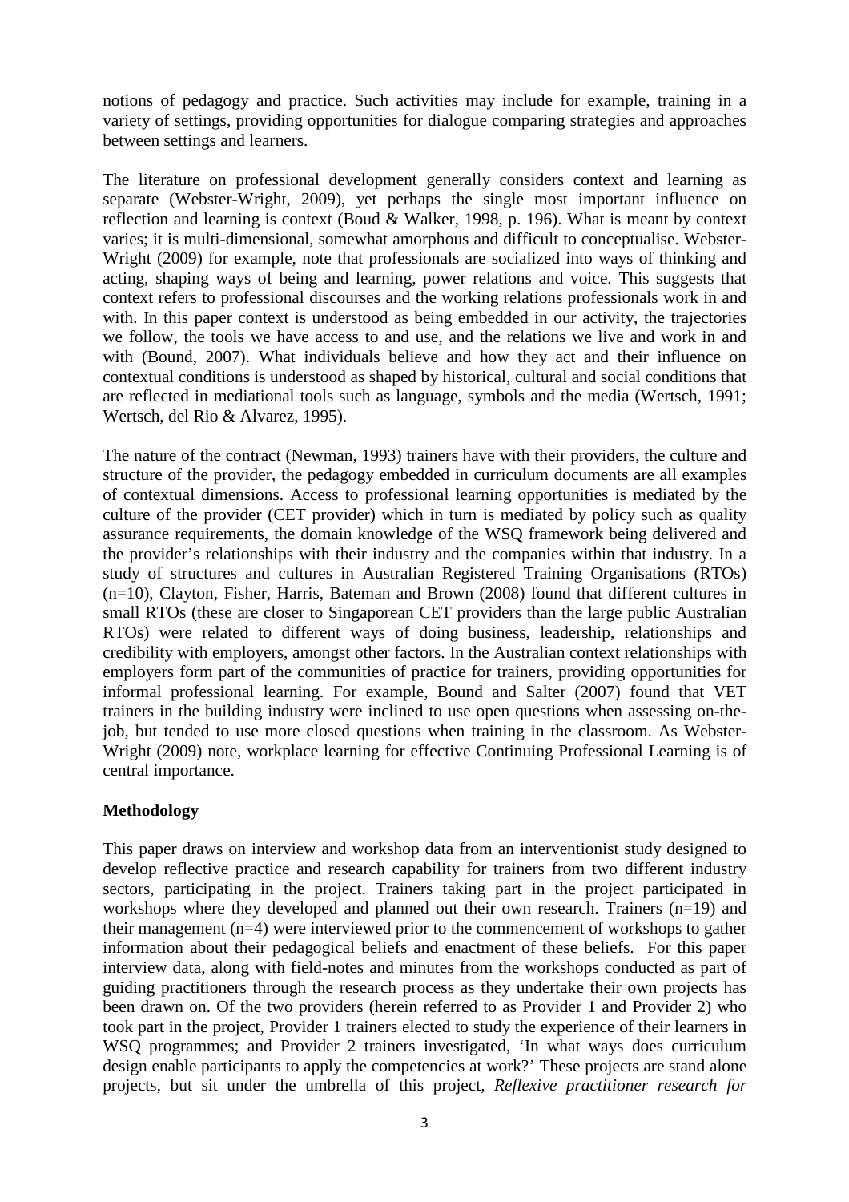notions of pedagogy and practice. Such activities may include for example, training in a variety of settings, providing opportunities for dialogue comparing strategies and approaches between settings and learners.

The literature on professional development generally considers context and learning as separate (Webster-Wright, 2009), yet perhaps the single most important influence on reflection and learning is context (Boud & Walker, 1998, p. 196). What is meant by context varies; it is multi-dimensional, somewhat amorphous and difficult to conceptualise. Webster-Wright (2009) for example, note that professionals are socialized into ways of thinking and acting, shaping ways of being and learning, power relations and voice. This suggests that context refers to professional discourses and the working relations professionals work in and with. In this paper context is understood as being embedded in our activity, the trajectories we follow, the tools we have access to and use, and the relations we live and work in and with (Bound, 2007). What individuals believe and how they act and their influence on contextual conditions is understood as shaped by historical, cultural and social conditions that are reflected in mediational tools such as language, symbols and the media (Wertsch, 1991; Wertsch, del Rio & Alvarez, 1995).

The nature of the contract (Newman, 1993) trainers have with their providers, the culture and structure of the provider, the pedagogy embedded in curriculum documents are all examples of contextual dimensions. Access to professional learning opportunities is mediated by the culture of the provider (CET provider) which in turn is mediated by policy such as quality assurance requirements, the domain knowledge of the WSQ framework being delivered and the provider's relationships with their industry and the companies within that industry. In a study of structures and cultures in Australian Registered Training Organisations (RTOs) (n=10), Clayton, Fisher, Harris, Bateman and Brown (2008) found that different cultures in small RTOs (these are closer to Singaporean CET providers than the large public Australian RTOs) were related to different ways of doing business, leadership, relationships and credibility with employers, amongst other factors. In the Australian context relationships with employers form part of the communities of practice for trainers, providing opportunities for informal professional learning. For example, Bound and Salter (2007) found that VET trainers in the building industry were inclined to use open questions when assessing on-the-job, but tended to use more closed questions when training in the classroom. As Webster-Wright (2009) note, workplace learning for effective Continuing Professional Learning is of central importance.

**Methodology**

This paper draws on interview and workshop data from an interventionist study designed to develop reflective practice and research capability for trainers from two different industry sectors, participating in the project. Trainers taking part in the project participated in workshops where they developed and planned out their own research. Trainers (n=19) and their management (n=4) were interviewed prior to the commencement of workshops to gather information about their pedagogical beliefs and enactment of these beliefs. For this paper interview data, along with field-notes and minutes from the workshops conducted as part of guiding practitioners through the research process as they undertake their own projects has been drawn on. Of the two providers (herein referred to as Provider 1 and Provider 2) who took part in the project, Provider 1 trainers elected to study the experience of their learners in WSQ programmes; and Provider 2 trainers investigated, 'In what ways does curriculum design enable participants to apply the competencies at work?' These projects are stand alone projects, but sit under the umbrella of this project, *Reflexive practitioner research for*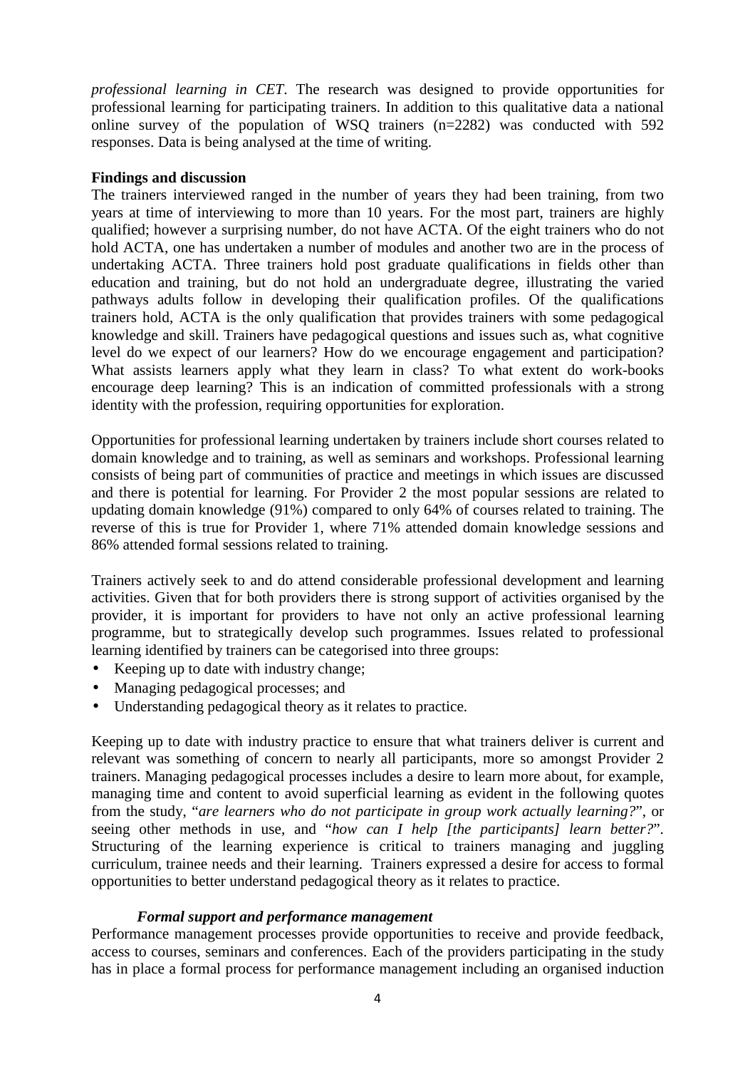*professional learning in CET*. The research was designed to provide opportunities for professional learning for participating trainers. In addition to this qualitative data a national online survey of the population of WSQ trainers (n=2282) was conducted with 592 responses. Data is being analysed at the time of writing.

**Findings and discussion**

The trainers interviewed ranged in the number of years they had been training, from two years at time of interviewing to more than 10 years. For the most part, trainers are highly qualified; however a surprising number, do not have ACTA. Of the eight trainers who do not hold ACTA, one has undertaken a number of modules and another two are in the process of undertaking ACTA. Three trainers hold post graduate qualifications in fields other than education and training, but do not hold an undergraduate degree, illustrating the varied pathways adults follow in developing their qualification profiles. Of the qualifications trainers hold, ACTA is the only qualification that provides trainers with some pedagogical knowledge and skill. Trainers have pedagogical questions and issues such as, what cognitive level do we expect of our learners? How do we encourage engagement and participation? What assists learners apply what they learn in class? To what extent do work-books encourage deep learning? This is an indication of committed professionals with a strong identity with the profession, requiring opportunities for exploration.

Opportunities for professional learning undertaken by trainers include short courses related to domain knowledge and to training, as well as seminars and workshops. Professional learning consists of being part of communities of practice and meetings in which issues are discussed and there is potential for learning. For Provider 2 the most popular sessions are related to updating domain knowledge (91%) compared to only 64% of courses related to training. The reverse of this is true for Provider 1, where 71% attended domain knowledge sessions and 86% attended formal sessions related to training.

Trainers actively seek to and do attend considerable professional development and learning activities. Given that for both providers there is strong support of activities organised by the provider, it is important for providers to have not only an active professional learning programme, but to strategically develop such programmes. Issues related to professional learning identified by trainers can be categorised into three groups:

- Keeping up to date with industry change;
- Managing pedagogical processes; and
- Understanding pedagogical theory as it relates to practice.

Keeping up to date with industry practice to ensure that what trainers deliver is current and relevant was something of concern to nearly all participants, more so amongst Provider 2 trainers. Managing pedagogical processes includes a desire to learn more about, for example, managing time and content to avoid superficial learning as evident in the following quotes from the study, "*are learners who do not participate in group work actually learning?*", or seeing other methods in use, and "*how can I help [the participants] learn better?*". Structuring of the learning experience is critical to trainers managing and juggling curriculum, trainee needs and their learning. Trainers expressed a desire for access to formal opportunities to better understand pedagogical theory as it relates to practice.

***Formal support and performance management***

Performance management processes provide opportunities to receive and provide feedback, access to courses, seminars and conferences. Each of the providers participating in the study has in place a formal process for performance management including an organised induction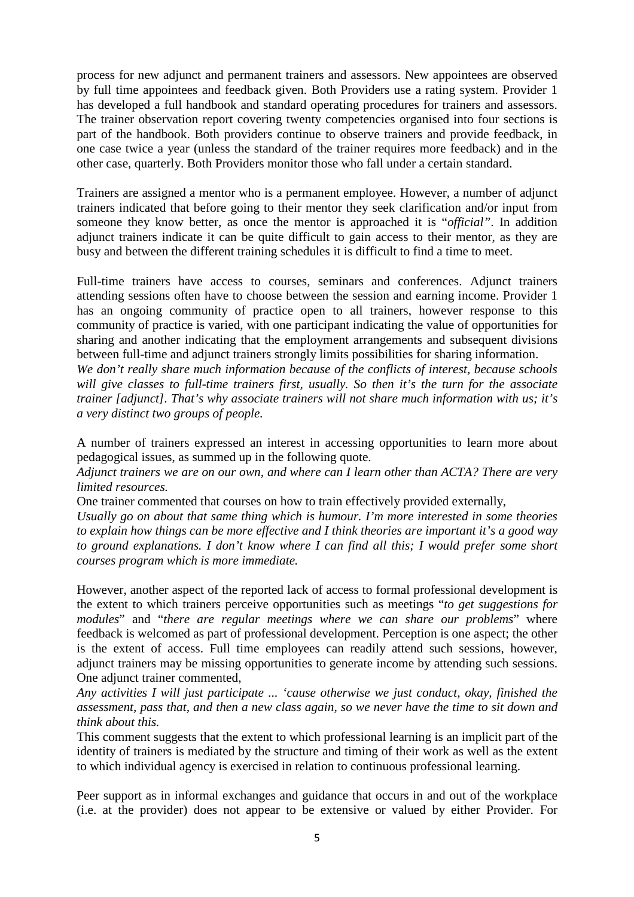process for new adjunct and permanent trainers and assessors. New appointees are observed by full time appointees and feedback given. Both Providers use a rating system. Provider 1 has developed a full handbook and standard operating procedures for trainers and assessors. The trainer observation report covering twenty competencies organised into four sections is part of the handbook. Both providers continue to observe trainers and provide feedback, in one case twice a year (unless the standard of the trainer requires more feedback) and in the other case, quarterly. Both Providers monitor those who fall under a certain standard.

Trainers are assigned a mentor who is a permanent employee. However, a number of adjunct trainers indicated that before going to their mentor they seek clarification and/or input from someone they know better, as once the mentor is approached it is "*official*". In addition adjunct trainers indicate it can be quite difficult to gain access to their mentor, as they are busy and between the different training schedules it is difficult to find a time to meet.

Full-time trainers have access to courses, seminars and conferences. Adjunct trainers attending sessions often have to choose between the session and earning income. Provider 1 has an ongoing community of practice open to all trainers, however response to this community of practice is varied, with one participant indicating the value of opportunities for sharing and another indicating that the employment arrangements and subsequent divisions between full-time and adjunct trainers strongly limits possibilities for sharing information.

*We don't really share much information because of the conflicts of interest, because schools will give classes to full-time trainers first, usually. So then it's the turn for the associate trainer [adjunct]. That's why associate trainers will not share much information with us; it's a very distinct two groups of people.*

A number of trainers expressed an interest in accessing opportunities to learn more about pedagogical issues, as summed up in the following quote.

*Adjunct trainers we are on our own, and where can I learn other than ACTA? There are very limited resources.*

One trainer commented that courses on how to train effectively provided externally,

*Usually go on about that same thing which is humour. I'm more interested in some theories to explain how things can be more effective and I think theories are important it's a good way to ground explanations. I don't know where I can find all this; I would prefer some short courses program which is more immediate.*

However, another aspect of the reported lack of access to formal professional development is the extent to which trainers perceive opportunities such as meetings "*to get suggestions for modules*" and "*there are regular meetings where we can share our problems*" where feedback is welcomed as part of professional development. Perception is one aspect; the other is the extent of access. Full time employees can readily attend such sessions, however, adjunct trainers may be missing opportunities to generate income by attending such sessions. One adjunct trainer commented,

*Any activities I will just participate ... 'cause otherwise we just conduct, okay, finished the assessment, pass that, and then a new class again, so we never have the time to sit down and think about this.*

This comment suggests that the extent to which professional learning is an implicit part of the identity of trainers is mediated by the structure and timing of their work as well as the extent to which individual agency is exercised in relation to continuous professional learning.

Peer support as in informal exchanges and guidance that occurs in and out of the workplace (i.e. at the provider) does not appear to be extensive or valued by either Provider. For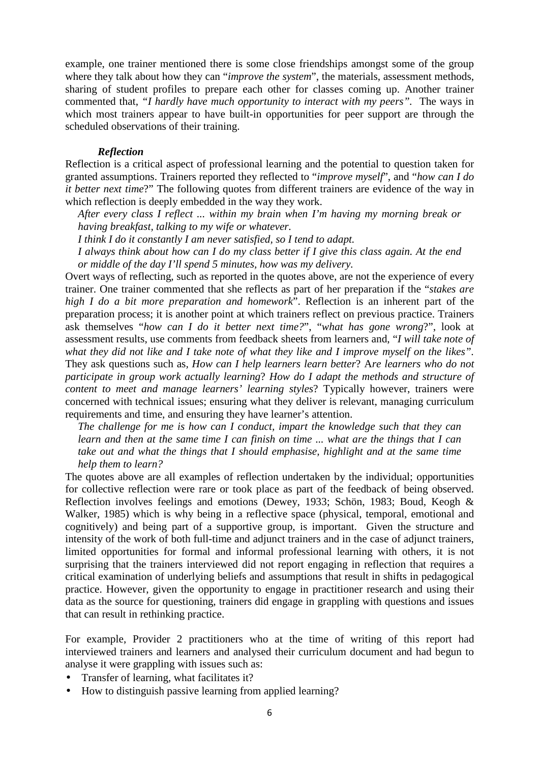example, one trainer mentioned there is some close friendships amongst some of the group where they talk about how they can "*improve the system*", the materials, assessment methods, sharing of student profiles to prepare each other for classes coming up. Another trainer commented that, *"I hardly have much opportunity to interact with my peers"*. The ways in which most trainers appear to have built-in opportunities for peer support are through the scheduled observations of their training.

***Reflection***

Reflection is a critical aspect of professional learning and the potential to question taken for granted assumptions. Trainers reported they reflected to "*improve myself*", and "*how can I do it better next time*?" The following quotes from different trainers are evidence of the way in which reflection is deeply embedded in the way they work.

> *After every class I reflect ... within my brain when I'm having my morning break or having breakfast, talking to my wife or whatever.*
>
> *I think I do it constantly I am never satisfied, so I tend to adapt.*
>
> *I always think about how can I do my class better if I give this class again. At the end or middle of the day I'll spend 5 minutes, how was my delivery.*

Overt ways of reflecting, such as reported in the quotes above, are not the experience of every trainer. One trainer commented that she reflects as part of her preparation if the "*stakes are high I do a bit more preparation and homework*". Reflection is an inherent part of the preparation process; it is another point at which trainers reflect on previous practice. Trainers ask themselves "*how can I do it better next time?*", "*what has gone wrong*?", look at assessment results, use comments from feedback sheets from learners and, "*I will take note of what they did not like and I take note of what they like and I improve myself on the likes"*. They ask questions such as, *How can I help learners learn better*? A*re learners who do not participate in group work actually learning*? *How do I adapt the methods and structure of content to meet and manage learners' learning styles*? Typically however, trainers were concerned with technical issues; ensuring what they deliver is relevant, managing curriculum requirements and time, and ensuring they have learner's attention.

> *The challenge for me is how can I conduct, impart the knowledge such that they can learn and then at the same time I can finish on time ... what are the things that I can take out and what the things that I should emphasise, highlight and at the same time help them to learn?*

The quotes above are all examples of reflection undertaken by the individual; opportunities for collective reflection were rare or took place as part of the feedback of being observed. Reflection involves feelings and emotions (Dewey, 1933; Schön, 1983; Boud, Keogh & Walker, 1985) which is why being in a reflective space (physical, temporal, emotional and cognitively) and being part of a supportive group, is important. Given the structure and intensity of the work of both full-time and adjunct trainers and in the case of adjunct trainers, limited opportunities for formal and informal professional learning with others, it is not surprising that the trainers interviewed did not report engaging in reflection that requires a critical examination of underlying beliefs and assumptions that result in shifts in pedagogical practice. However, given the opportunity to engage in practitioner research and using their data as the source for questioning, trainers did engage in grappling with questions and issues that can result in rethinking practice.

For example, Provider 2 practitioners who at the time of writing of this report had interviewed trainers and learners and analysed their curriculum document and had begun to analyse it were grappling with issues such as:

- Transfer of learning, what facilitates it?
- How to distinguish passive learning from applied learning?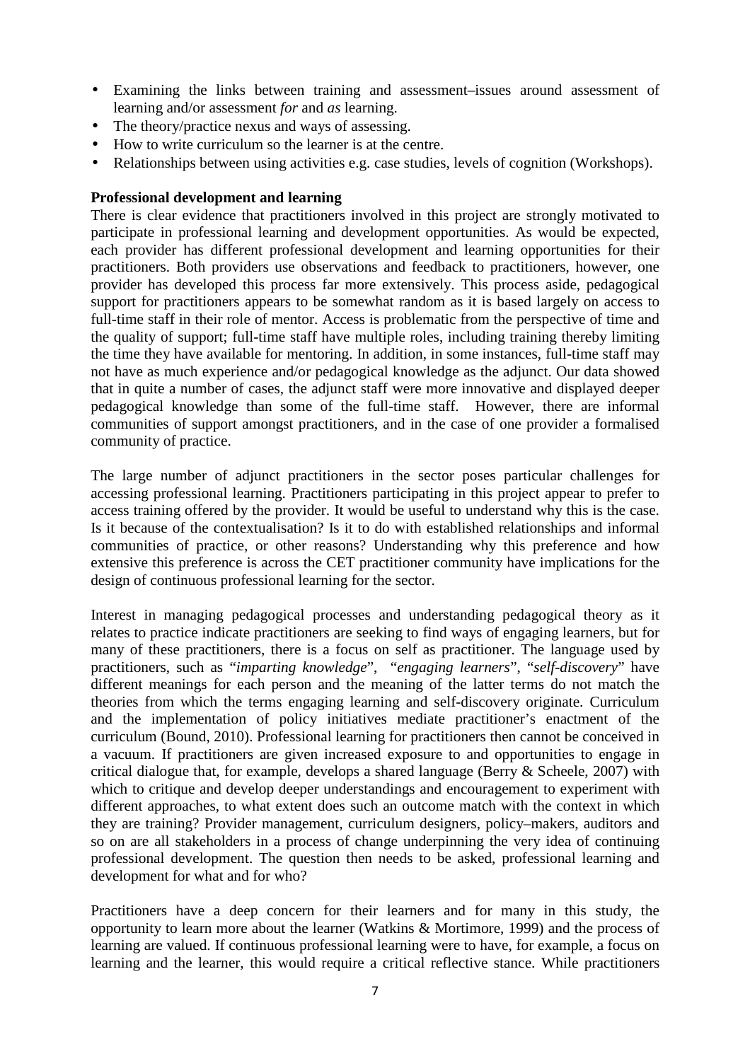- Examining the links between training and assessment–issues around assessment of learning and/or assessment *for* and *as* learning.
- The theory/practice nexus and ways of assessing.
- How to write curriculum so the learner is at the centre.
- Relationships between using activities e.g. case studies, levels of cognition (Workshops).

**Professional development and learning**

There is clear evidence that practitioners involved in this project are strongly motivated to participate in professional learning and development opportunities. As would be expected, each provider has different professional development and learning opportunities for their practitioners. Both providers use observations and feedback to practitioners, however, one provider has developed this process far more extensively. This process aside, pedagogical support for practitioners appears to be somewhat random as it is based largely on access to full-time staff in their role of mentor. Access is problematic from the perspective of time and the quality of support; full-time staff have multiple roles, including training thereby limiting the time they have available for mentoring. In addition, in some instances, full-time staff may not have as much experience and/or pedagogical knowledge as the adjunct. Our data showed that in quite a number of cases, the adjunct staff were more innovative and displayed deeper pedagogical knowledge than some of the full-time staff. However, there are informal communities of support amongst practitioners, and in the case of one provider a formalised community of practice.

The large number of adjunct practitioners in the sector poses particular challenges for accessing professional learning. Practitioners participating in this project appear to prefer to access training offered by the provider. It would be useful to understand why this is the case. Is it because of the contextualisation? Is it to do with established relationships and informal communities of practice, or other reasons? Understanding why this preference and how extensive this preference is across the CET practitioner community have implications for the design of continuous professional learning for the sector.

Interest in managing pedagogical processes and understanding pedagogical theory as it relates to practice indicate practitioners are seeking to find ways of engaging learners, but for many of these practitioners, there is a focus on self as practitioner. The language used by practitioners, such as "*imparting knowledge*", "*engaging learners*", "*self-discovery*" have different meanings for each person and the meaning of the latter terms do not match the theories from which the terms engaging learning and self-discovery originate. Curriculum and the implementation of policy initiatives mediate practitioner's enactment of the curriculum (Bound, 2010). Professional learning for practitioners then cannot be conceived in a vacuum. If practitioners are given increased exposure to and opportunities to engage in critical dialogue that, for example, develops a shared language (Berry & Scheele, 2007) with which to critique and develop deeper understandings and encouragement to experiment with different approaches, to what extent does such an outcome match with the context in which they are training? Provider management, curriculum designers, policy–makers, auditors and so on are all stakeholders in a process of change underpinning the very idea of continuing professional development. The question then needs to be asked, professional learning and development for what and for who?

Practitioners have a deep concern for their learners and for many in this study, the opportunity to learn more about the learner (Watkins & Mortimore, 1999) and the process of learning are valued. If continuous professional learning were to have, for example, a focus on learning and the learner, this would require a critical reflective stance. While practitioners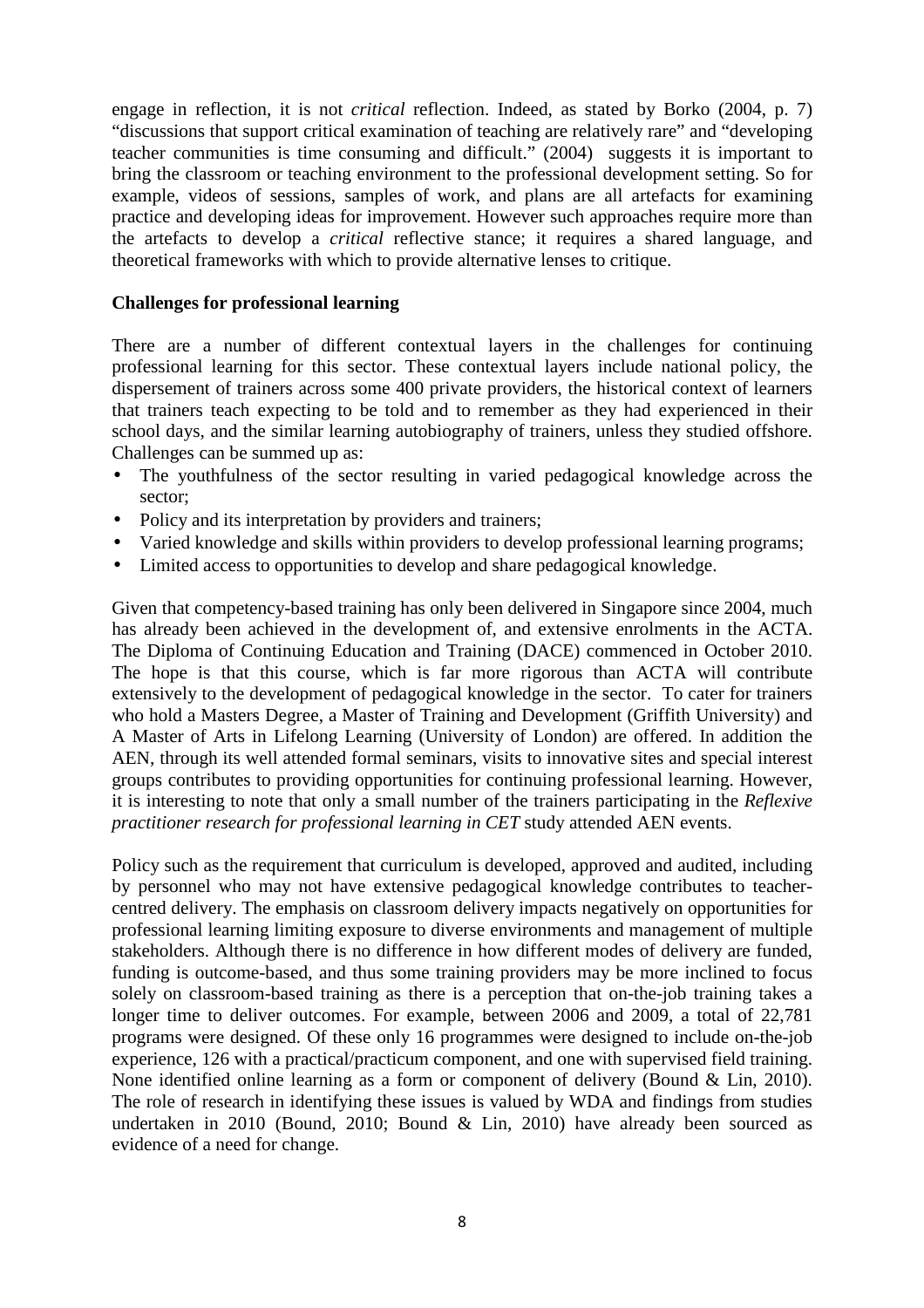engage in reflection, it is not *critical* reflection. Indeed, as stated by Borko (2004, p. 7) "discussions that support critical examination of teaching are relatively rare" and "developing teacher communities is time consuming and difficult." (2004) suggests it is important to bring the classroom or teaching environment to the professional development setting. So for example, videos of sessions, samples of work, and plans are all artefacts for examining practice and developing ideas for improvement. However such approaches require more than the artefacts to develop a *critical* reflective stance; it requires a shared language, and theoretical frameworks with which to provide alternative lenses to critique.

**Challenges for professional learning**

There are a number of different contextual layers in the challenges for continuing professional learning for this sector. These contextual layers include national policy, the dispersement of trainers across some 400 private providers, the historical context of learners that trainers teach expecting to be told and to remember as they had experienced in their school days, and the similar learning autobiography of trainers, unless they studied offshore. Challenges can be summed up as:

- The youthfulness of the sector resulting in varied pedagogical knowledge across the sector;
- Policy and its interpretation by providers and trainers;
- Varied knowledge and skills within providers to develop professional learning programs;
- Limited access to opportunities to develop and share pedagogical knowledge.

Given that competency-based training has only been delivered in Singapore since 2004, much has already been achieved in the development of, and extensive enrolments in the ACTA. The Diploma of Continuing Education and Training (DACE) commenced in October 2010. The hope is that this course, which is far more rigorous than ACTA will contribute extensively to the development of pedagogical knowledge in the sector. To cater for trainers who hold a Masters Degree, a Master of Training and Development (Griffith University) and A Master of Arts in Lifelong Learning (University of London) are offered. In addition the AEN, through its well attended formal seminars, visits to innovative sites and special interest groups contributes to providing opportunities for continuing professional learning. However, it is interesting to note that only a small number of the trainers participating in the *Reflexive practitioner research for professional learning in CET* study attended AEN events.

Policy such as the requirement that curriculum is developed, approved and audited, including by personnel who may not have extensive pedagogical knowledge contributes to teacher-centred delivery. The emphasis on classroom delivery impacts negatively on opportunities for professional learning limiting exposure to diverse environments and management of multiple stakeholders. Although there is no difference in how different modes of delivery are funded, funding is outcome-based, and thus some training providers may be more inclined to focus solely on classroom-based training as there is a perception that on-the-job training takes a longer time to deliver outcomes. For example, between 2006 and 2009, a total of 22,781 programs were designed. Of these only 16 programmes were designed to include on-the-job experience, 126 with a practical/practicum component, and one with supervised field training. None identified online learning as a form or component of delivery (Bound & Lin, 2010). The role of research in identifying these issues is valued by WDA and findings from studies undertaken in 2010 (Bound, 2010; Bound & Lin, 2010) have already been sourced as evidence of a need for change.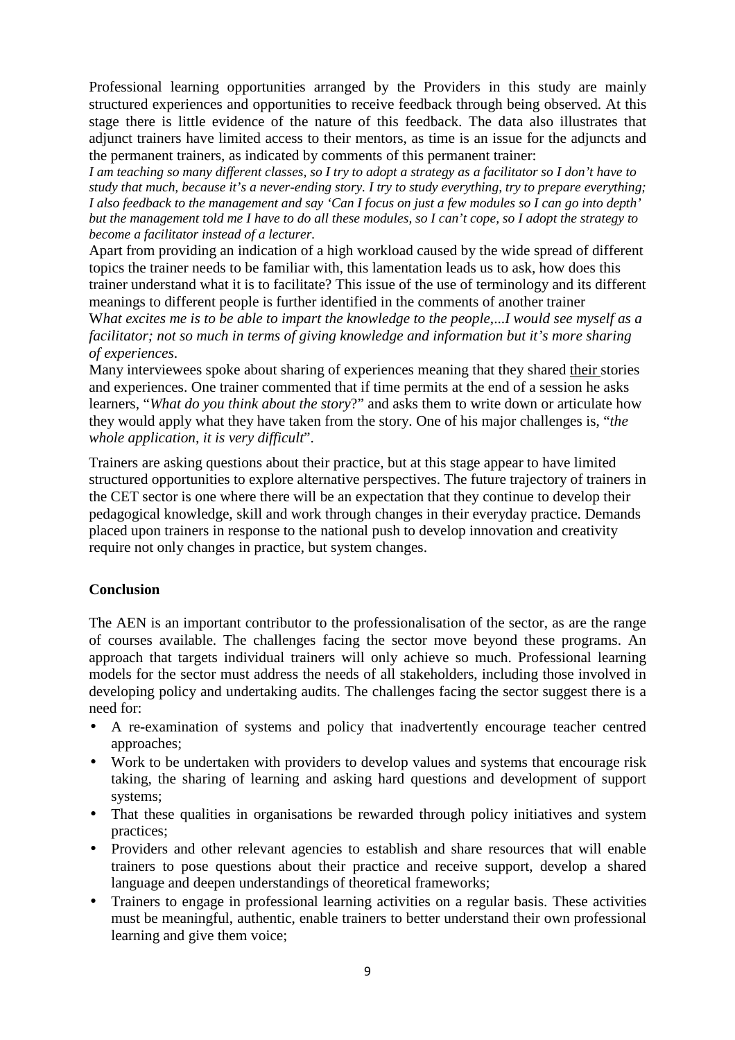Professional learning opportunities arranged by the Providers in this study are mainly structured experiences and opportunities to receive feedback through being observed. At this stage there is little evidence of the nature of this feedback. The data also illustrates that adjunct trainers have limited access to their mentors, as time is an issue for the adjuncts and the permanent trainers, as indicated by comments of this permanent trainer:

*I am teaching so many different classes, so I try to adopt a strategy as a facilitator so I don't have to study that much, because it's a never-ending story. I try to study everything, try to prepare everything; I also feedback to the management and say 'Can I focus on just a few modules so I can go into depth' but the management told me I have to do all these modules, so I can't cope, so I adopt the strategy to become a facilitator instead of a lecturer.*

Apart from providing an indication of a high workload caused by the wide spread of different topics the trainer needs to be familiar with, this lamentation leads us to ask, how does this trainer understand what it is to facilitate? This issue of the use of terminology and its different meanings to different people is further identified in the comments of another trainer

*What excites me is to be able to impart the knowledge to the people,...I would see myself as a facilitator; not so much in terms of giving knowledge and information but it's more sharing of experiences.*

Many interviewees spoke about sharing of experiences meaning that they shared <u>their</u> stories and experiences. One trainer commented that if time permits at the end of a session he asks learners, "*What do you think about the story*?" and asks them to write down or articulate how they would apply what they have taken from the story. One of his major challenges is, "*the whole application, it is very difficult*".

Trainers are asking questions about their practice, but at this stage appear to have limited structured opportunities to explore alternative perspectives. The future trajectory of trainers in the CET sector is one where there will be an expectation that they continue to develop their pedagogical knowledge, skill and work through changes in their everyday practice. Demands placed upon trainers in response to the national push to develop innovation and creativity require not only changes in practice, but system changes.

## Conclusion

The AEN is an important contributor to the professionalisation of the sector, as are the range of courses available. The challenges facing the sector move beyond these programs. An approach that targets individual trainers will only achieve so much. Professional learning models for the sector must address the needs of all stakeholders, including those involved in developing policy and undertaking audits. The challenges facing the sector suggest there is a need for:

- A re-examination of systems and policy that inadvertently encourage teacher centred approaches;
- Work to be undertaken with providers to develop values and systems that encourage risk taking, the sharing of learning and asking hard questions and development of support systems;
- That these qualities in organisations be rewarded through policy initiatives and system practices;
- Providers and other relevant agencies to establish and share resources that will enable trainers to pose questions about their practice and receive support, develop a shared language and deepen understandings of theoretical frameworks;
- Trainers to engage in professional learning activities on a regular basis. These activities must be meaningful, authentic, enable trainers to better understand their own professional learning and give them voice;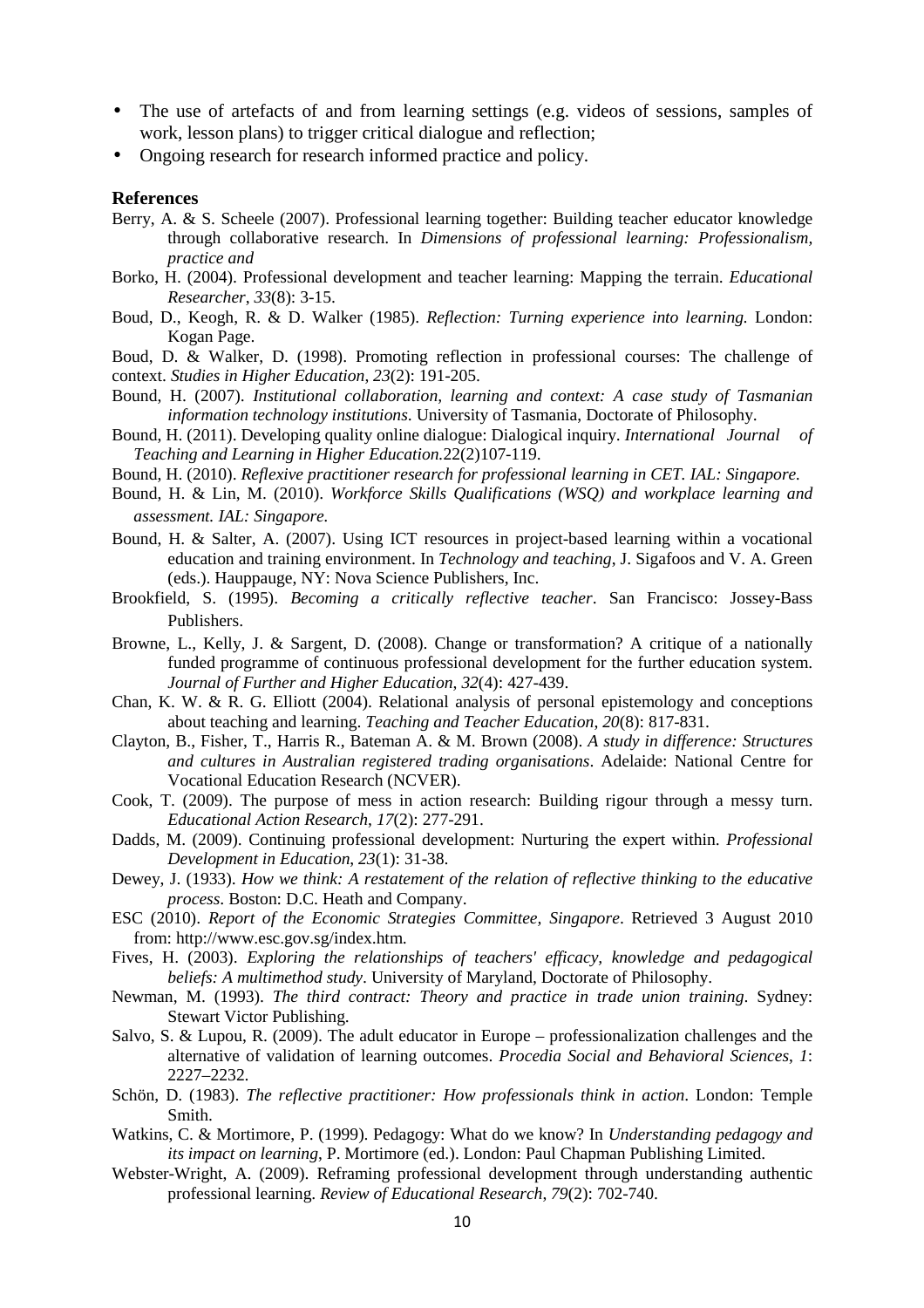- The use of artefacts of and from learning settings (e.g. videos of sessions, samples of work, lesson plans) to trigger critical dialogue and reflection;
- Ongoing research for research informed practice and policy.

**References**

Berry, A. & S. Scheele (2007). Professional learning together: Building teacher educator knowledge through collaborative research. In *Dimensions of professional learning: Professionalism, practice and*

Borko, H. (2004). Professional development and teacher learning: Mapping the terrain. *Educational Researcher*, *33*(8): 3-15.

Boud, D., Keogh, R. & D. Walker (1985). *Reflection: Turning experience into learning.* London: Kogan Page.

Boud, D. & Walker, D. (1998). Promoting reflection in professional courses: The challenge of context. *Studies in Higher Education*, *23*(2): 191-205.

Bound, H. (2007). *Institutional collaboration, learning and context: A case study of Tasmanian information technology institutions*. University of Tasmania, Doctorate of Philosophy.

Bound, H. (2011). Developing quality online dialogue: Dialogical inquiry. *International Journal of Teaching and Learning in Higher Education.*22(2)107-119.

Bound, H. (2010). *Reflexive practitioner research for professional learning in CET. IAL: Singapore.*

Bound, H. & Lin, M. (2010). *Workforce Skills Qualifications (WSQ) and workplace learning and assessment. IAL: Singapore.*

Bound, H. & Salter, A. (2007). Using ICT resources in project-based learning within a vocational education and training environment. In *Technology and teaching*, J. Sigafoos and V. A. Green (eds.). Hauppauge, NY: Nova Science Publishers, Inc.

Brookfield, S. (1995). *Becoming a critically reflective teacher*. San Francisco: Jossey-Bass Publishers.

Browne, L., Kelly, J. & Sargent, D. (2008). Change or transformation? A critique of a nationally funded programme of continuous professional development for the further education system. *Journal of Further and Higher Education*, *32*(4): 427-439.

Chan, K. W. & R. G. Elliott (2004). Relational analysis of personal epistemology and conceptions about teaching and learning. *Teaching and Teacher Education*, *20*(8): 817-831.

Clayton, B., Fisher, T., Harris R., Bateman A. & M. Brown (2008). *A study in difference: Structures and cultures in Australian registered trading organisations*. Adelaide: National Centre for Vocational Education Research (NCVER).

Cook, T. (2009). The purpose of mess in action research: Building rigour through a messy turn. *Educational Action Research*, *17*(2): 277-291.

Dadds, M. (2009). Continuing professional development: Nurturing the expert within. *Professional Development in Education*, *23*(1): 31-38.

Dewey, J. (1933). *How we think: A restatement of the relation of reflective thinking to the educative process*. Boston: D.C. Heath and Company.

ESC (2010). *Report of the Economic Strategies Committee, Singapore*. Retrieved 3 August 2010 from: http://www.esc.gov.sg/index.htm.

Fives, H. (2003). *Exploring the relationships of teachers' efficacy, knowledge and pedagogical beliefs: A multimethod study*. University of Maryland, Doctorate of Philosophy.

Newman, M. (1993). *The third contract: Theory and practice in trade union training*. Sydney: Stewart Victor Publishing.

Salvo, S. & Lupou, R. (2009). The adult educator in Europe – professionalization challenges and the alternative of validation of learning outcomes. *Procedia Social and Behavioral Sciences*, *1*: 2227–2232.

Schön, D. (1983). *The reflective practitioner: How professionals think in action*. London: Temple Smith.

Watkins, C. & Mortimore, P. (1999). Pedagogy: What do we know? In *Understanding pedagogy and its impact on learning*, P. Mortimore (ed.). London: Paul Chapman Publishing Limited.

Webster-Wright, A. (2009). Reframing professional development through understanding authentic professional learning. *Review of Educational Research*, *79*(2): 702-740.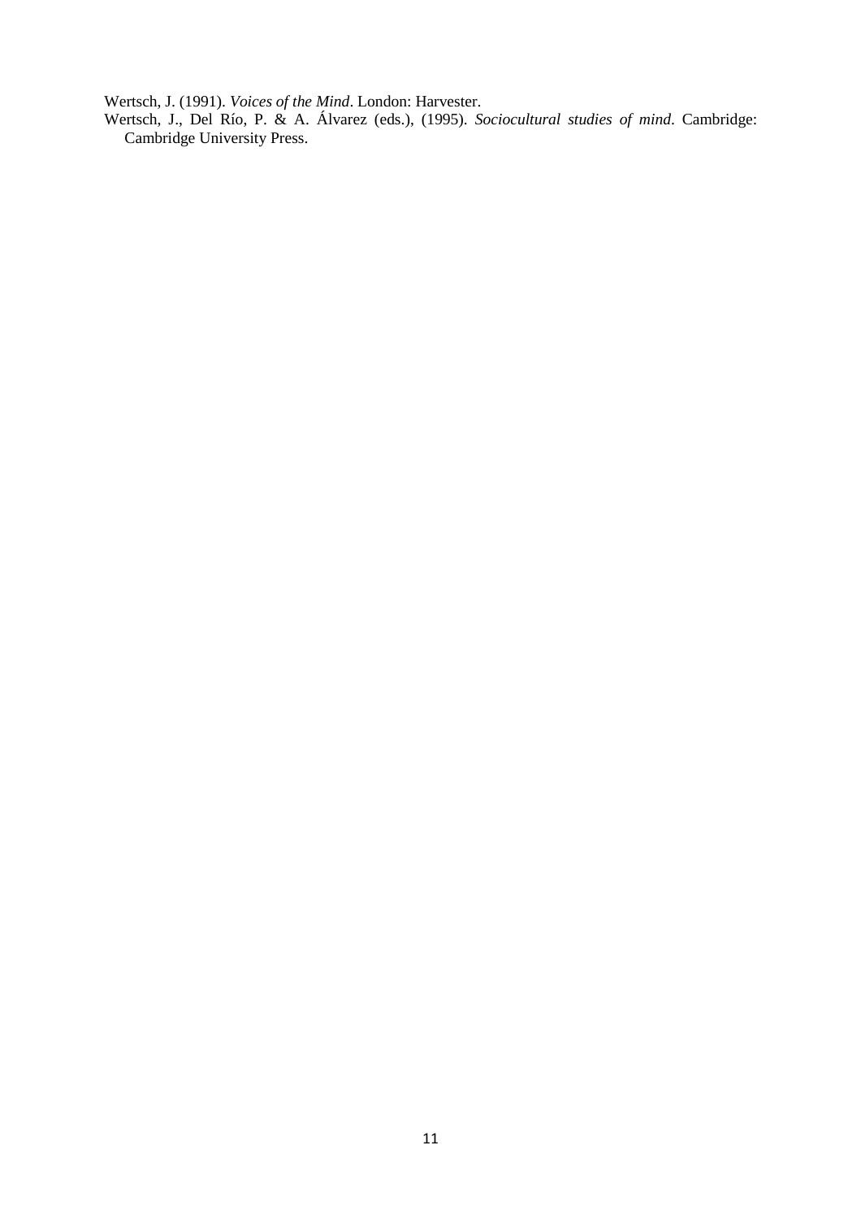Wertsch, J. (1991). *Voices of the Mind*. London: Harvester.

Wertsch, J., Del Río, P. & A. Álvarez (eds.), (1995). *Sociocultural studies of mind*. Cambridge: Cambridge University Press.